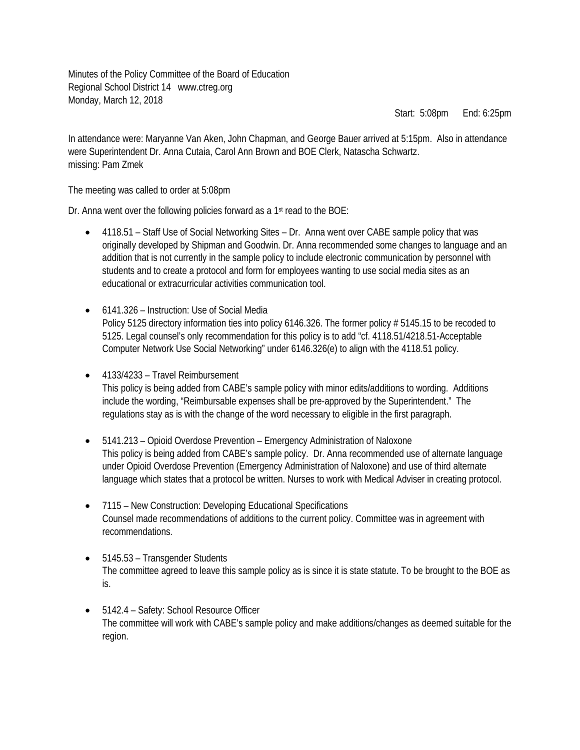Minutes of the Policy Committee of the Board of Education
Regional School District 14 www.ctreg.org
Monday, March 12, 2018

Start: 5:08pm End: 6:25pm

In attendance were: Maryanne Van Aken, John Chapman, and George Bauer arrived at 5:15pm. Also in attendance were Superintendent Dr. Anna Cutaia, Carol Ann Brown and BOE Clerk, Natascha Schwartz.
missing: Pam Zmek

The meeting was called to order at 5:08pm

Dr. Anna went over the following policies forward as a 1st read to the BOE:

- 4118.51 – Staff Use of Social Networking Sites – Dr. Anna went over CABE sample policy that was originally developed by Shipman and Goodwin. Dr. Anna recommended some changes to language and an addition that is not currently in the sample policy to include electronic communication by personnel with students and to create a protocol and form for employees wanting to use social media sites as an educational or extracurricular activities communication tool.

- 6141.326 – Instruction: Use of Social Media
  Policy 5125 directory information ties into policy 6146.326. The former policy # 5145.15 to be recoded to 5125. Legal counsel's only recommendation for this policy is to add "cf. 4118.51/4218.51-Acceptable Computer Network Use Social Networking" under 6146.326(e) to align with the 4118.51 policy.

- 4133/4233 – Travel Reimbursement
  This policy is being added from CABE's sample policy with minor edits/additions to wording. Additions include the wording, "Reimbursable expenses shall be pre-approved by the Superintendent." The regulations stay as is with the change of the word necessary to eligible in the first paragraph.

- 5141.213 – Opioid Overdose Prevention – Emergency Administration of Naloxone
  This policy is being added from CABE's sample policy. Dr. Anna recommended use of alternate language under Opioid Overdose Prevention (Emergency Administration of Naloxone) and use of third alternate language which states that a protocol be written. Nurses to work with Medical Adviser in creating protocol.

- 7115 – New Construction: Developing Educational Specifications
  Counsel made recommendations of additions to the current policy. Committee was in agreement with recommendations.

- 5145.53 – Transgender Students
  The committee agreed to leave this sample policy as is since it is state statute. To be brought to the BOE as is.

- 5142.4 – Safety: School Resource Officer
  The committee will work with CABE's sample policy and make additions/changes as deemed suitable for the region.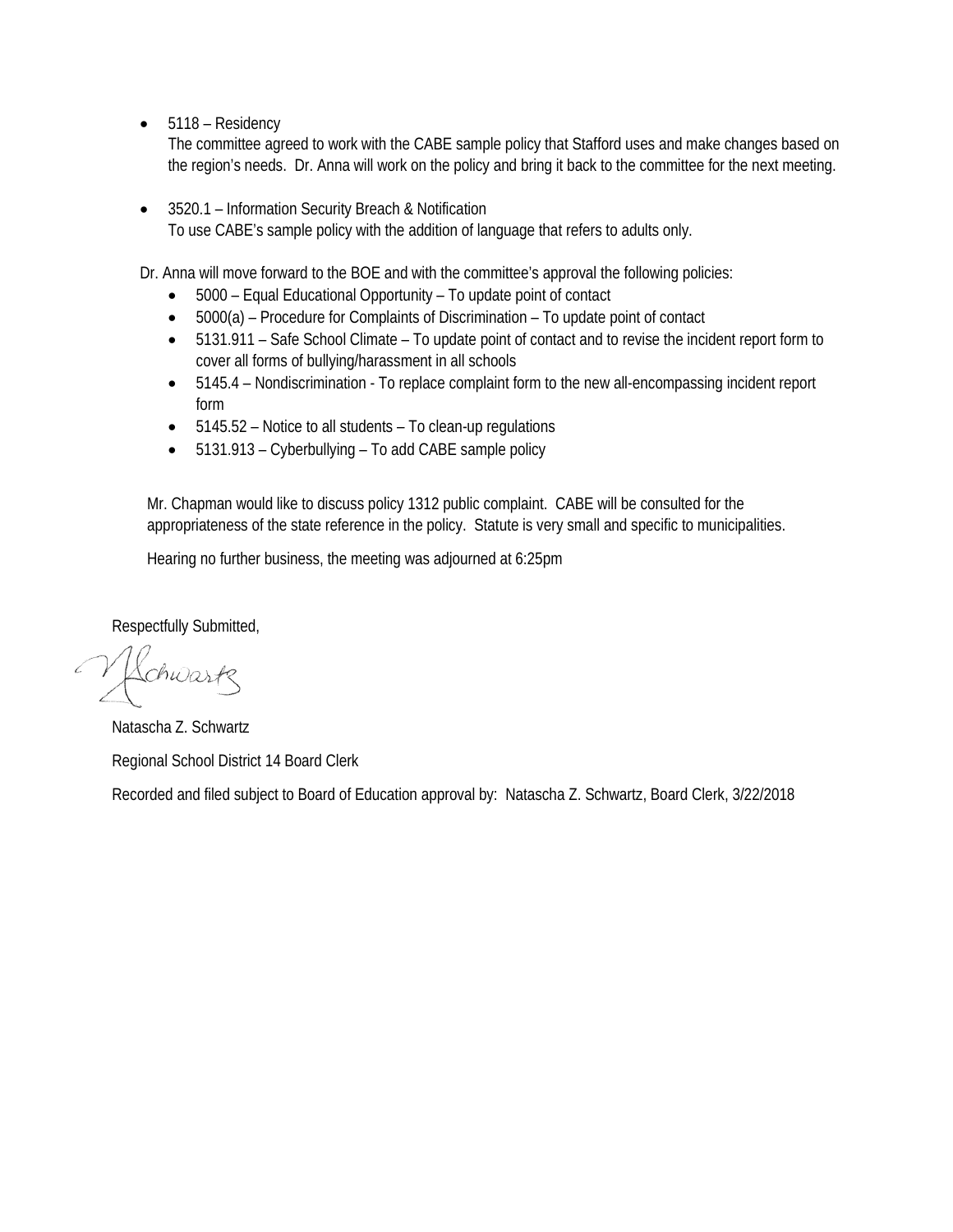- 5118 – Residency
  The committee agreed to work with the CABE sample policy that Stafford uses and make changes based on the region's needs. Dr. Anna will work on the policy and bring it back to the committee for the next meeting.

- 3520.1 – Information Security Breach & Notification
  To use CABE's sample policy with the addition of language that refers to adults only.

Dr. Anna will move forward to the BOE and with the committee's approval the following policies:

- 5000 – Equal Educational Opportunity – To update point of contact
- 5000(a) – Procedure for Complaints of Discrimination – To update point of contact
- 5131.911 – Safe School Climate – To update point of contact and to revise the incident report form to cover all forms of bullying/harassment in all schools
- 5145.4 – Nondiscrimination - To replace complaint form to the new all-encompassing incident report form
- 5145.52 – Notice to all students – To clean-up regulations
- 5131.913 – Cyberbullying – To add CABE sample policy

Mr. Chapman would like to discuss policy 1312 public complaint. CABE will be consulted for the appropriateness of the state reference in the policy. Statute is very small and specific to municipalities.

Hearing no further business, the meeting was adjourned at 6:25pm

Respectfully Submitted,

Natascha Z. Schwartz

Regional School District 14 Board Clerk

Recorded and filed subject to Board of Education approval by: Natascha Z. Schwartz, Board Clerk, 3/22/2018